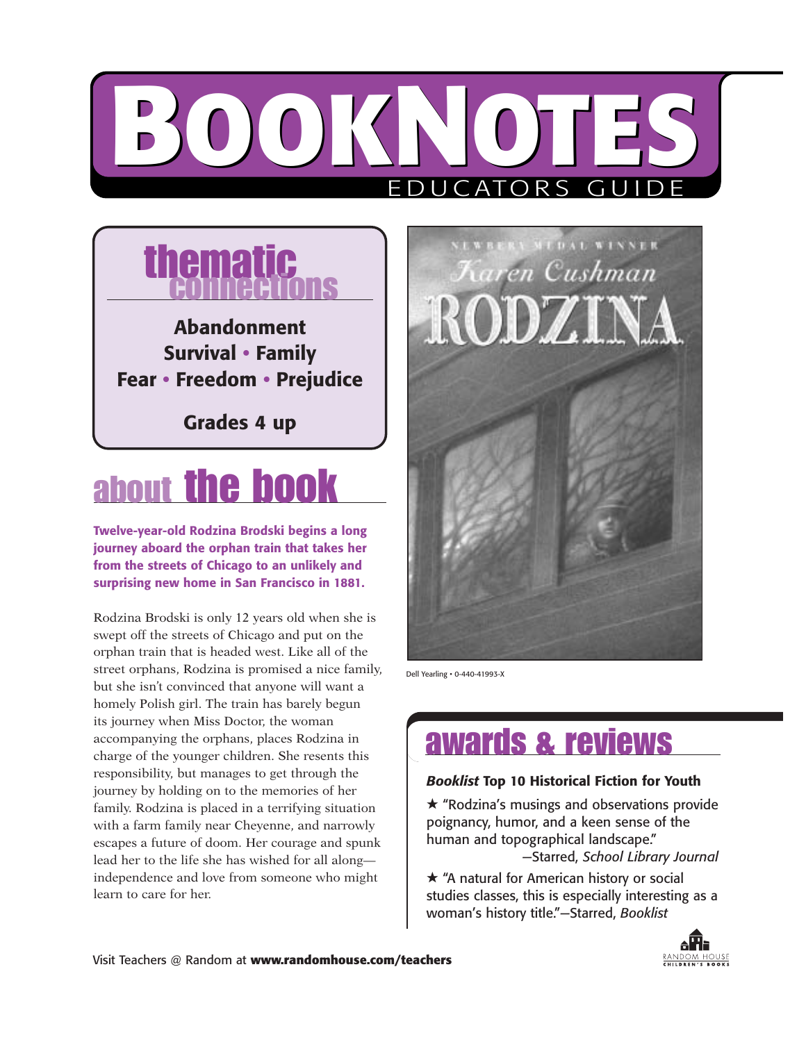# BOOKNOTES

EDUCATORS GUIDE

## thematic connections

**Abandonment**
**Survival • Family**
**Fear • Freedom • Prejudice**

**Grades 4 up**

NEWBERY MEDAL WINNER
Karen Cushman
RODZINA

Dell Yearling • 0-440-41993-X

## about the book

**Twelve-year-old Rodzina Brodski begins a long journey aboard the orphan train that takes her from the streets of Chicago to an unlikely and surprising new home in San Francisco in 1881.**

Rodzina Brodski is only 12 years old when she is swept off the streets of Chicago and put on the orphan train that is headed west. Like all of the street orphans, Rodzina is promised a nice family, but she isn't convinced that anyone will want a homely Polish girl. The train has barely begun its journey when Miss Doctor, the woman accompanying the orphans, places Rodzina in charge of the younger children. She resents this responsibility, but manages to get through the journey by holding on to the memories of her family. Rodzina is placed in a terrifying situation with a farm family near Cheyenne, and narrowly escapes a future of doom. Her courage and spunk lead her to the life she has wished for all along—independence and love from someone who might learn to care for her.

## awards & reviews

***Booklist* Top 10 Historical Fiction for Youth**

★ "Rodzina's musings and observations provide poignancy, humor, and a keen sense of the human and topographical landscape."
—Starred, *School Library Journal*

★ "A natural for American history or social studies classes, this is especially interesting as a woman's history title."—Starred, *Booklist*

Visit Teachers @ Random at **www.randomhouse.com/teachers**

RANDOM HOUSE CHILDREN'S BOOKS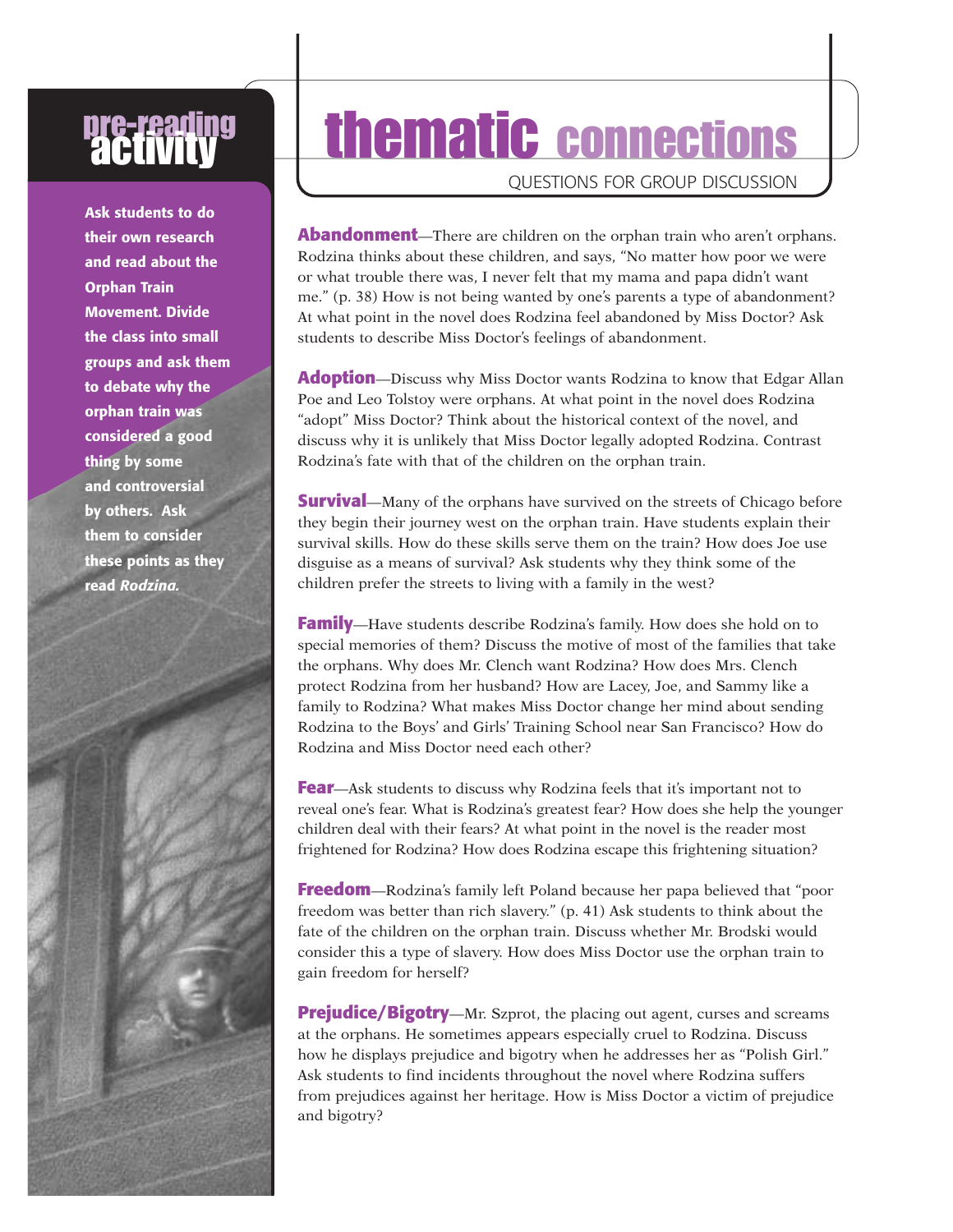## pre-reading activity

**Ask students to do their own research and read about the Orphan Train Movement. Divide the class into small groups and ask them to debate why the orphan train was considered a good thing by some and controversial by others. Ask them to consider these points as they read *Rodzina.***

# thematic connections

QUESTIONS FOR GROUP DISCUSSION

**Abandonment**—There are children on the orphan train who aren't orphans. Rodzina thinks about these children, and says, "No matter how poor we were or what trouble there was, I never felt that my mama and papa didn't want me." (p. 38) How is not being wanted by one's parents a type of abandonment? At what point in the novel does Rodzina feel abandoned by Miss Doctor? Ask students to describe Miss Doctor's feelings of abandonment.

**Adoption**—Discuss why Miss Doctor wants Rodzina to know that Edgar Allan Poe and Leo Tolstoy were orphans. At what point in the novel does Rodzina "adopt" Miss Doctor? Think about the historical context of the novel, and discuss why it is unlikely that Miss Doctor legally adopted Rodzina. Contrast Rodzina's fate with that of the children on the orphan train.

**Survival**—Many of the orphans have survived on the streets of Chicago before they begin their journey west on the orphan train. Have students explain their survival skills. How do these skills serve them on the train? How does Joe use disguise as a means of survival? Ask students why they think some of the children prefer the streets to living with a family in the west?

**Family**—Have students describe Rodzina's family. How does she hold on to special memories of them? Discuss the motive of most of the families that take the orphans. Why does Mr. Clench want Rodzina? How does Mrs. Clench protect Rodzina from her husband? How are Lacey, Joe, and Sammy like a family to Rodzina? What makes Miss Doctor change her mind about sending Rodzina to the Boys' and Girls' Training School near San Francisco? How do Rodzina and Miss Doctor need each other?

**Fear**—Ask students to discuss why Rodzina feels that it's important not to reveal one's fear. What is Rodzina's greatest fear? How does she help the younger children deal with their fears? At what point in the novel is the reader most frightened for Rodzina? How does Rodzina escape this frightening situation?

**Freedom**—Rodzina's family left Poland because her papa believed that "poor freedom was better than rich slavery." (p. 41) Ask students to think about the fate of the children on the orphan train. Discuss whether Mr. Brodski would consider this a type of slavery. How does Miss Doctor use the orphan train to gain freedom for herself?

**Prejudice/Bigotry**—Mr. Szprot, the placing out agent, curses and screams at the orphans. He sometimes appears especially cruel to Rodzina. Discuss how he displays prejudice and bigotry when he addresses her as "Polish Girl." Ask students to find incidents throughout the novel where Rodzina suffers from prejudices against her heritage. How is Miss Doctor a victim of prejudice and bigotry?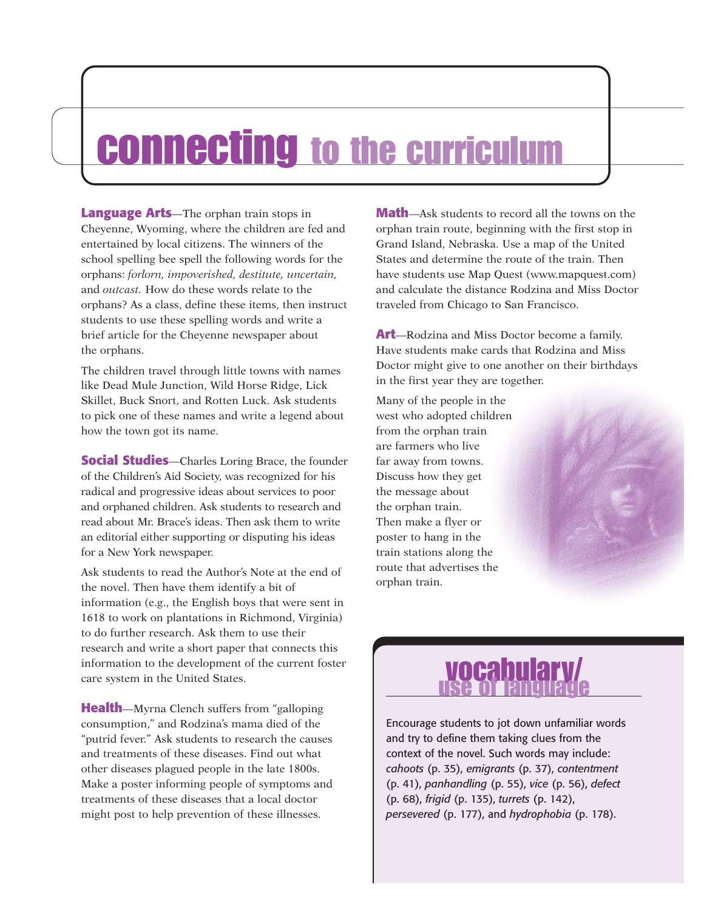# connecting to the curriculum

**Language Arts**—The orphan train stops in Cheyenne, Wyoming, where the children are fed and entertained by local citizens. The winners of the school spelling bee spell the following words for the orphans: *forlorn, impoverished, destitute, uncertain,* and *outcast.* How do these words relate to the orphans? As a class, define these items, then instruct students to use these spelling words and write a brief article for the Cheyenne newspaper about the orphans.

The children travel through little towns with names like Dead Mule Junction, Wild Horse Ridge, Lick Skillet, Buck Snort, and Rotten Luck. Ask students to pick one of these names and write a legend about how the town got its name.

**Social Studies**—Charles Loring Brace, the founder of the Children's Aid Society, was recognized for his radical and progressive ideas about services to poor and orphaned children. Ask students to research and read about Mr. Brace's ideas. Then ask them to write an editorial either supporting or disputing his ideas for a New York newspaper.

Ask students to read the Author's Note at the end of the novel. Then have them identify a bit of information (e.g., the English boys that were sent in 1618 to work on plantations in Richmond, Virginia) to do further research. Ask them to use their research and write a short paper that connects this information to the development of the current foster care system in the United States.

**Health**—Myrna Clench suffers from "galloping consumption," and Rodzina's mama died of the "putrid fever." Ask students to research the causes and treatments of these diseases. Find out what other diseases plagued people in the late 1800s. Make a poster informing people of symptoms and treatments of these diseases that a local doctor might post to help prevention of these illnesses.

**Math**—Ask students to record all the towns on the orphan train route, beginning with the first stop in Grand Island, Nebraska. Use a map of the United States and determine the route of the train. Then have students use Map Quest (www.mapquest.com) and calculate the distance Rodzina and Miss Doctor traveled from Chicago to San Francisco.

**Art**—Rodzina and Miss Doctor become a family. Have students make cards that Rodzina and Miss Doctor might give to one another on their birthdays in the first year they are together.

Many of the people in the west who adopted children from the orphan train are farmers who live far away from towns. Discuss how they get the message about the orphan train. Then make a flyer or poster to hang in the train stations along the route that advertises the orphan train.

## vocabulary/use of language

Encourage students to jot down unfamiliar words and try to define them taking clues from the context of the novel. Such words may include: *cahoots* (p. 35), *emigrants* (p. 37), *contentment* (p. 41), *panhandling* (p. 55), *vice* (p. 56), *defect* (p. 68), *frigid* (p. 135), *turrets* (p. 142), *persevered* (p. 177), and *hydrophobia* (p. 178).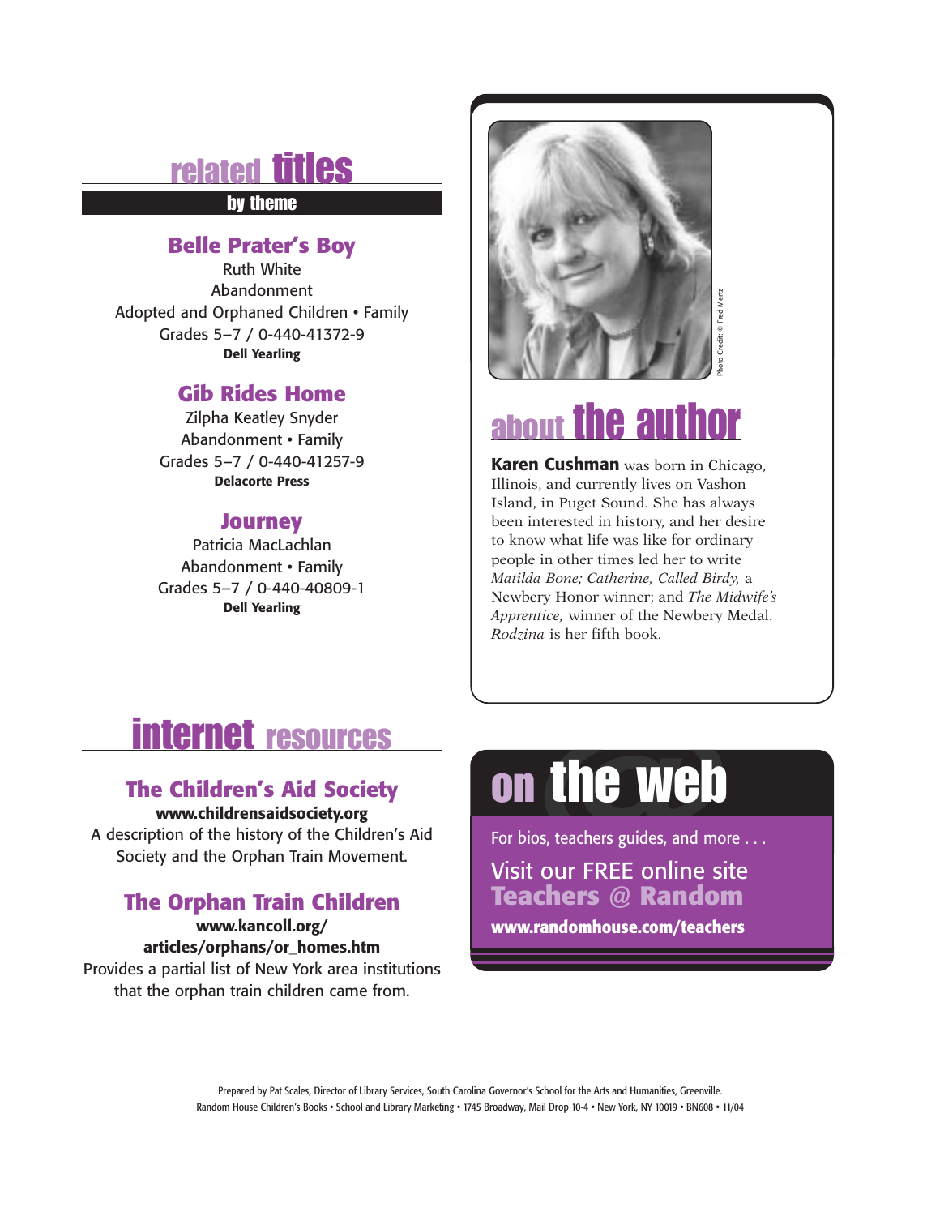## related titles

**by theme**

### Belle Prater's Boy

Ruth White
Abandonment
Adopted and Orphaned Children • Family
Grades 5–7 / 0-440-41372-9
**Dell Yearling**

### Gib Rides Home

Zilpha Keatley Snyder
Abandonment • Family
Grades 5–7 / 0-440-41257-9
**Delacorte Press**

### Journey

Patricia MacLachlan
Abandonment • Family
Grades 5–7 / 0-440-40809-1
**Dell Yearling**

Photo Credit: © Fred Mertz

## about the author

**Karen Cushman** was born in Chicago, Illinois, and currently lives on Vashon Island, in Puget Sound. She has always been interested in history, and her desire to know what life was like for ordinary people in other times led her to write *Matilda Bone; Catherine, Called Birdy,* a Newbery Honor winner; and *The Midwife's Apprentice,* winner of the Newbery Medal. *Rodzina* is her fifth book.

## internet resources

### The Children's Aid Society

**www.childrensaidsociety.org**
A description of the history of the Children's Aid Society and the Orphan Train Movement.

### The Orphan Train Children

**www.kancoll.org/articles/orphans/or_homes.htm**
Provides a partial list of New York area institutions that the orphan train children came from.

## on the web

For bios, teachers guides, and more . . .

Visit our FREE online site
**Teachers @ Random**
**www.randomhouse.com/teachers**

Prepared by Pat Scales, Director of Library Services, South Carolina Governor's School for the Arts and Humanities, Greenville.
Random House Children's Books • School and Library Marketing • 1745 Broadway, Mail Drop 10-4 • New York, NY 10019 • BN608 • 11/04